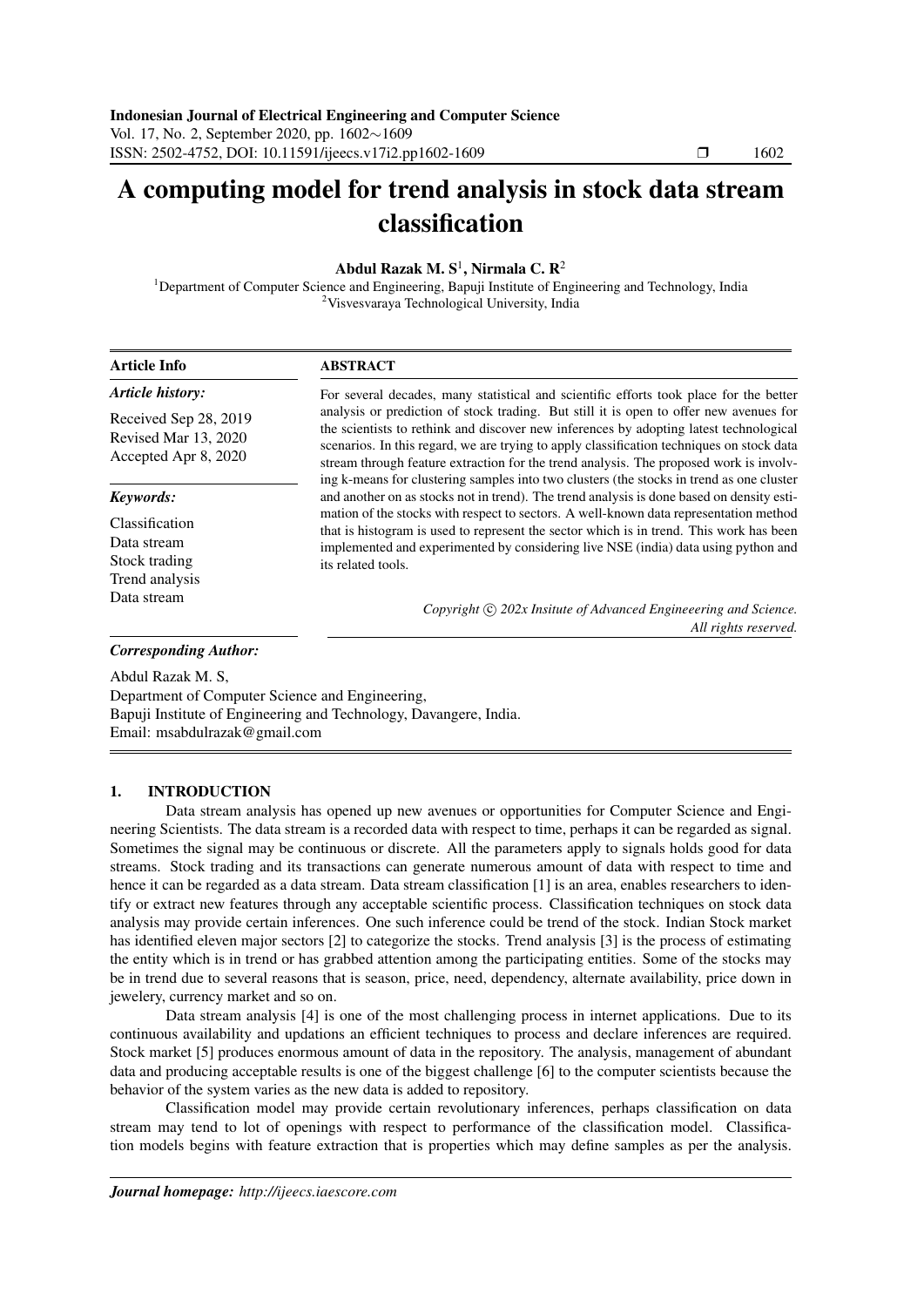# A computing model for trend analysis in stock data stream classification

**Abdul Razak M. S[1], Nirmala C. R[2]**

[1]Department of Computer Science and Engineering, Bapuji Institute of Engineering and Technology, India
[2]Visvesvaraya Technological University, India

**Article Info**

*Article history:*

Received Sep 28, 2019
Revised Mar 13, 2020
Accepted Apr 8, 2020

*Keywords:*

Classification
Data stream
Stock trading
Trend analysis
Data stream

**ABSTRACT**

For several decades, many statistical and scientific efforts took place for the better analysis or prediction of stock trading. But still it is open to offer new avenues for the scientists to rethink and discover new inferences by adopting latest technological scenarios. In this regard, we are trying to apply classification techniques on stock data stream through feature extraction for the trend analysis. The proposed work is involving k-means for clustering samples into two clusters (the stocks in trend as one cluster and another on as stocks not in trend). The trend analysis is done based on density estimation of the stocks with respect to sectors. A well-known data representation method that is histogram is used to represent the sector which is in trend. This work has been implemented and experimented by considering live NSE (india) data using python and its related tools.

*Copyright © 202x Insitute of Advanced Engineeering and Science. All rights reserved.*

*Corresponding Author:*

Abdul Razak M. S,
Department of Computer Science and Engineering,
Bapuji Institute of Engineering and Technology, Davangere, India.
Email: msabdulrazak@gmail.com

## 1. INTRODUCTION

Data stream analysis has opened up new avenues or opportunities for Computer Science and Engineering Scientists. The data stream is a recorded data with respect to time, perhaps it can be regarded as signal. Sometimes the signal may be continuous or discrete. All the parameters apply to signals holds good for data streams. Stock trading and its transactions can generate numerous amount of data with respect to time and hence it can be regarded as a data stream. Data stream classification [1] is an area, enables researchers to identify or extract new features through any acceptable scientific process. Classification techniques on stock data analysis may provide certain inferences. One such inference could be trend of the stock. Indian Stock market has identified eleven major sectors [2] to categorize the stocks. Trend analysis [3] is the process of estimating the entity which is in trend or has grabbed attention among the participating entities. Some of the stocks may be in trend due to several reasons that is season, price, need, dependency, alternate availability, price down in jewelery, currency market and so on.

Data stream analysis [4] is one of the most challenging process in internet applications. Due to its continuous availability and updations an efficient techniques to process and declare inferences are required. Stock market [5] produces enormous amount of data in the repository. The analysis, management of abundant data and producing acceptable results is one of the biggest challenge [6] to the computer scientists because the behavior of the system varies as the new data is added to repository.

Classification model may provide certain revolutionary inferences, perhaps classification on data stream may tend to lot of openings with respect to performance of the classification model. Classification models begins with feature extraction that is properties which may define samples as per the analysis.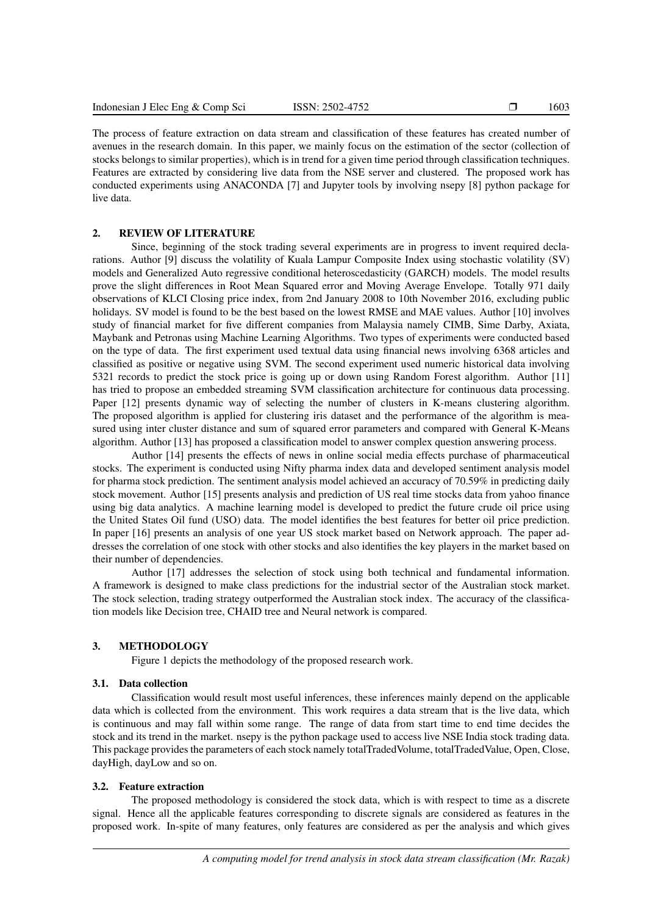The process of feature extraction on data stream and classification of these features has created number of avenues in the research domain. In this paper, we mainly focus on the estimation of the sector (collection of stocks belongs to similar properties), which is in trend for a given time period through classification techniques. Features are extracted by considering live data from the NSE server and clustered. The proposed work has conducted experiments using ANACONDA [7] and Jupyter tools by involving nsepy [8] python package for live data.

## 2. REVIEW OF LITERATURE

Since, beginning of the stock trading several experiments are in progress to invent required declarations. Author [9] discuss the volatility of Kuala Lampur Composite Index using stochastic volatility (SV) models and Generalized Auto regressive conditional heteroscedasticity (GARCH) models. The model results prove the slight differences in Root Mean Squared error and Moving Average Envelope. Totally 971 daily observations of KLCI Closing price index, from 2nd January 2008 to 10th November 2016, excluding public holidays. SV model is found to be the best based on the lowest RMSE and MAE values. Author [10] involves study of financial market for five different companies from Malaysia namely CIMB, Sime Darby, Axiata, Maybank and Petronas using Machine Learning Algorithms. Two types of experiments were conducted based on the type of data. The first experiment used textual data using financial news involving 6368 articles and classified as positive or negative using SVM. The second experiment used numeric historical data involving 5321 records to predict the stock price is going up or down using Random Forest algorithm. Author [11] has tried to propose an embedded streaming SVM classification architecture for continuous data processing. Paper [12] presents dynamic way of selecting the number of clusters in K-means clustering algorithm. The proposed algorithm is applied for clustering iris dataset and the performance of the algorithm is measured using inter cluster distance and sum of squared error parameters and compared with General K-Means algorithm. Author [13] has proposed a classification model to answer complex question answering process.

Author [14] presents the effects of news in online social media effects purchase of pharmaceutical stocks. The experiment is conducted using Nifty pharma index data and developed sentiment analysis model for pharma stock prediction. The sentiment analysis model achieved an accuracy of 70.59% in predicting daily stock movement. Author [15] presents analysis and prediction of US real time stocks data from yahoo finance using big data analytics. A machine learning model is developed to predict the future crude oil price using the United States Oil fund (USO) data. The model identifies the best features for better oil price prediction. In paper [16] presents an analysis of one year US stock market based on Network approach. The paper addresses the correlation of one stock with other stocks and also identifies the key players in the market based on their number of dependencies.

Author [17] addresses the selection of stock using both technical and fundamental information. A framework is designed to make class predictions for the industrial sector of the Australian stock market. The stock selection, trading strategy outperformed the Australian stock index. The accuracy of the classification models like Decision tree, CHAID tree and Neural network is compared.

## 3. METHODOLOGY

Figure 1 depicts the methodology of the proposed research work.

### 3.1. Data collection

Classification would result most useful inferences, these inferences mainly depend on the applicable data which is collected from the environment. This work requires a data stream that is the live data, which is continuous and may fall within some range. The range of data from start time to end time decides the stock and its trend in the market. nsepy is the python package used to access live NSE India stock trading data. This package provides the parameters of each stock namely totalTradedVolume, totalTradedValue, Open, Close, dayHigh, dayLow and so on.

### 3.2. Feature extraction

The proposed methodology is considered the stock data, which is with respect to time as a discrete signal. Hence all the applicable features corresponding to discrete signals are considered as features in the proposed work. In-spite of many features, only features are considered as per the analysis and which gives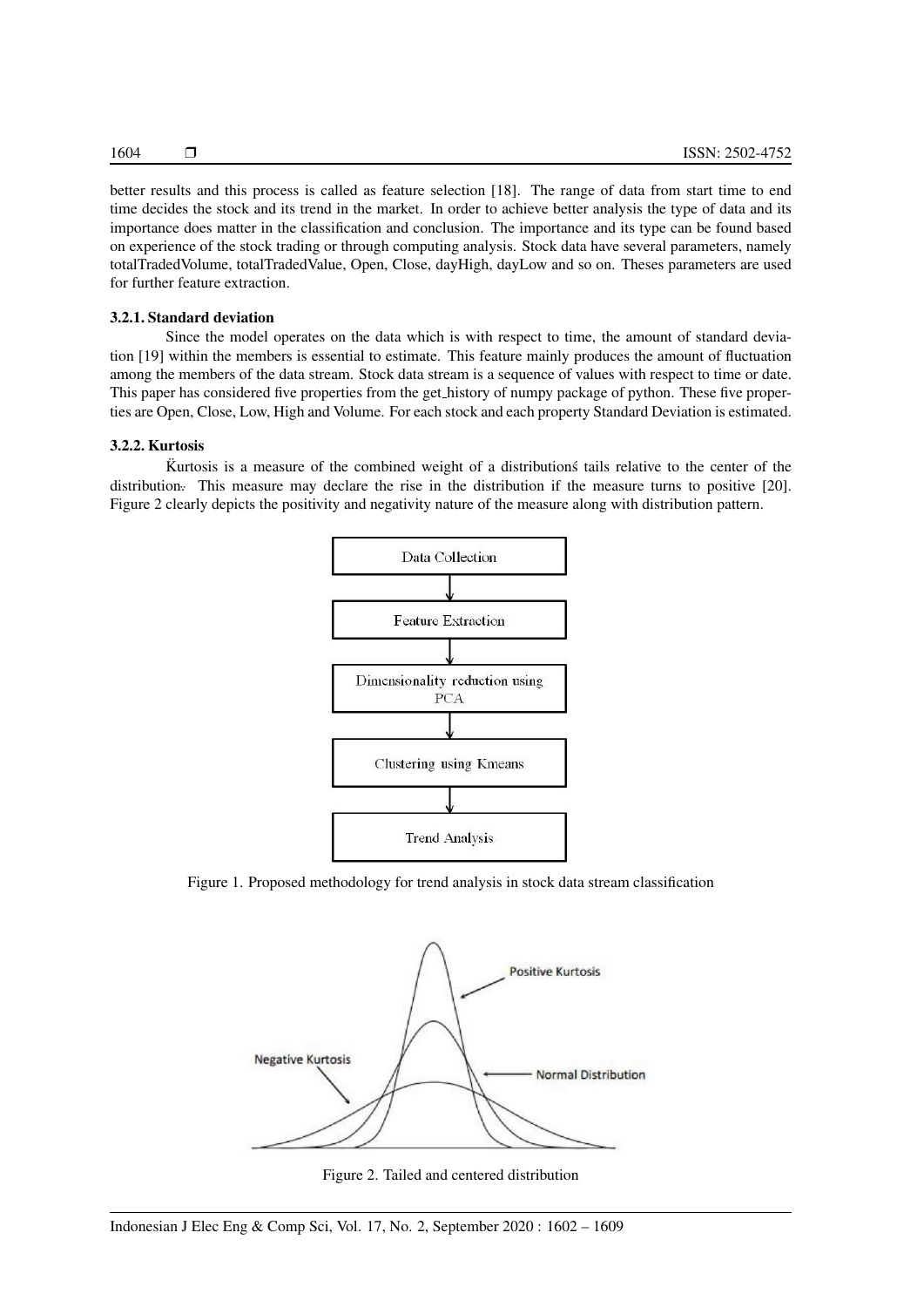better results and this process is called as feature selection [18]. The range of data from start time to end time decides the stock and its trend in the market. In order to achieve better analysis the type of data and its importance does matter in the classification and conclusion. The importance and its type can be found based on experience of the stock trading or through computing analysis. Stock data have several parameters, namely totalTradedVolume, totalTradedValue, Open, Close, dayHigh, dayLow and so on. Theses parameters are used for further feature extraction.

#### 3.2.1. Standard deviation

Since the model operates on the data which is with respect to time, the amount of standard deviation [19] within the members is essential to estimate. This feature mainly produces the amount of fluctuation among the members of the data stream. Stock data stream is a sequence of values with respect to time or date. This paper has considered five properties from the get_history of numpy package of python. These five properties are Open, Close, Low, High and Volume. For each stock and each property Standard Deviation is estimated.

#### 3.2.2. Kurtosis

K̈urtosis is a measure of the combined weight of a distributionś tails relative to the center of the distribution. This measure may declare the rise in the distribution if the measure turns to positive [20]. Figure 2 clearly depicts the positivity and negativity nature of the measure along with distribution pattern.

Data Collection → Feature Extraction → Dimensionality reduction using PCA → Clustering using Kmeans → Trend Analysis

Figure 1. Proposed methodology for trend analysis in stock data stream classification

Figure 2. Tailed and centered distribution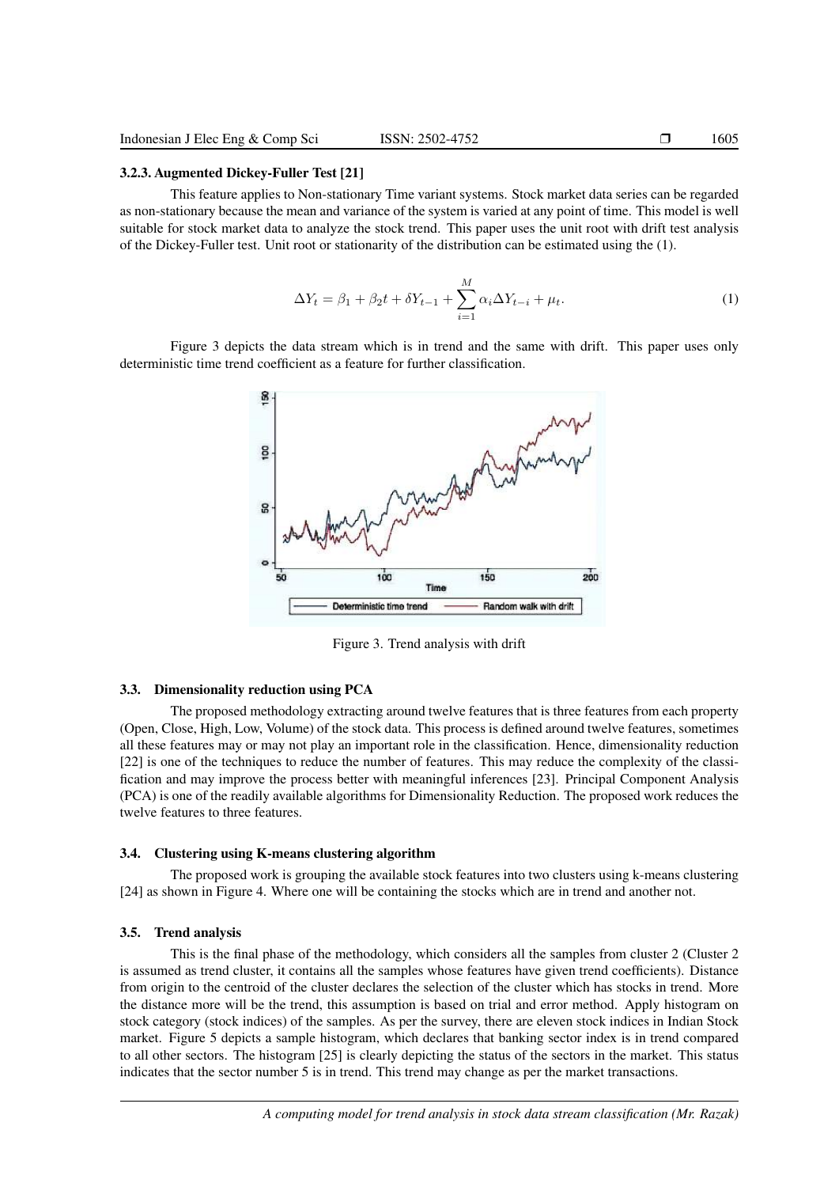### 3.2.3. Augmented Dickey-Fuller Test [21]

This feature applies to Non-stationary Time variant systems. Stock market data series can be regarded as non-stationary because the mean and variance of the system is varied at any point of time. This model is well suitable for stock market data to analyze the stock trend. This paper uses the unit root with drift test analysis of the Dickey-Fuller test. Unit root or stationarity of the distribution can be estimated using the (1).

$$\Delta Y_t = \beta_1 + \beta_2 t + \delta Y_{t-1} + \sum_{i=1}^{M} \alpha_i \Delta Y_{t-i} + \mu_t. \tag{1}$$

Figure 3 depicts the data stream which is in trend and the same with drift. This paper uses only deterministic time trend coefficient as a feature for further classification.

Figure 3. Trend analysis with drift

## 3.3. Dimensionality reduction using PCA

The proposed methodology extracting around twelve features that is three features from each property (Open, Close, High, Low, Volume) of the stock data. This process is defined around twelve features, sometimes all these features may or may not play an important role in the classification. Hence, dimensionality reduction [22] is one of the techniques to reduce the number of features. This may reduce the complexity of the classification and may improve the process better with meaningful inferences [23]. Principal Component Analysis (PCA) is one of the readily available algorithms for Dimensionality Reduction. The proposed work reduces the twelve features to three features.

## 3.4. Clustering using K-means clustering algorithm

The proposed work is grouping the available stock features into two clusters using k-means clustering [24] as shown in Figure 4. Where one will be containing the stocks which are in trend and another not.

## 3.5. Trend analysis

This is the final phase of the methodology, which considers all the samples from cluster 2 (Cluster 2 is assumed as trend cluster, it contains all the samples whose features have given trend coefficients). Distance from origin to the centroid of the cluster declares the selection of the cluster which has stocks in trend. More the distance more will be the trend, this assumption is based on trial and error method. Apply histogram on stock category (stock indices) of the samples. As per the survey, there are eleven stock indices in Indian Stock market. Figure 5 depicts a sample histogram, which declares that banking sector index is in trend compared to all other sectors. The histogram [25] is clearly depicting the status of the sectors in the market. This status indicates that the sector number 5 is in trend. This trend may change as per the market transactions.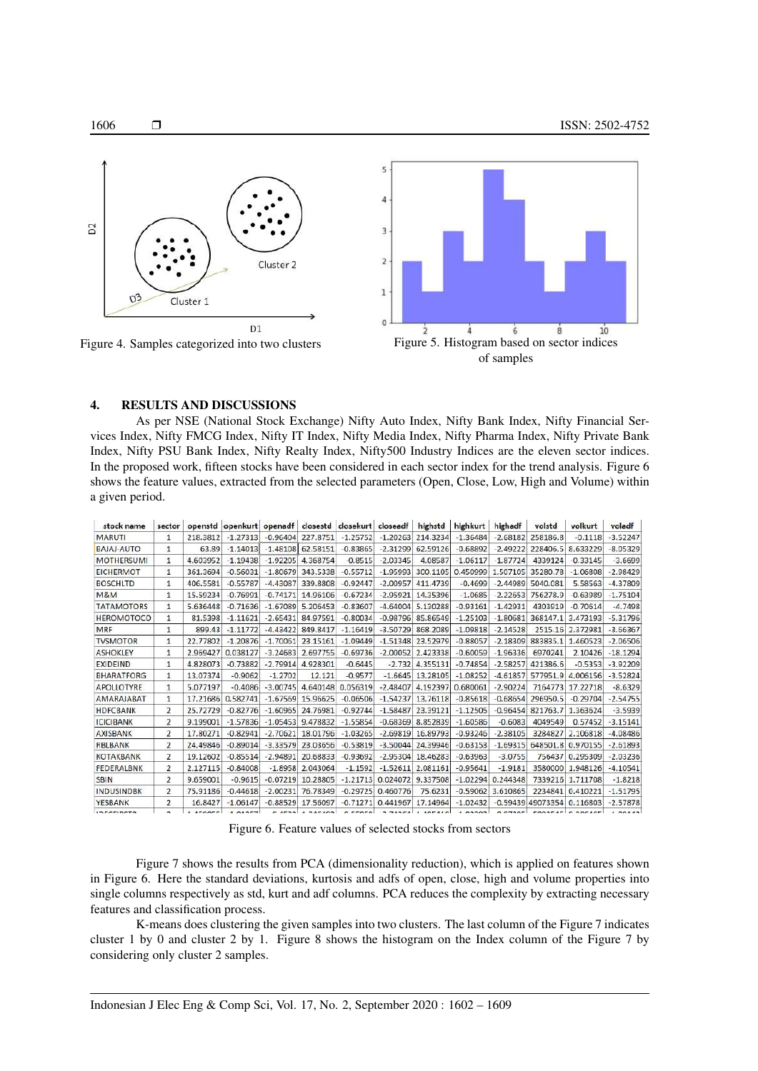Figure 4. Samples categorized into two clusters

Figure 5. Histogram based on sector indices of samples

## 4. RESULTS AND DISCUSSIONS

As per NSE (National Stock Exchange) Nifty Auto Index, Nifty Bank Index, Nifty Financial Services Index, Nifty FMCG Index, Nifty IT Index, Nifty Media Index, Nifty Pharma Index, Nifty Private Bank Index, Nifty PSU Bank Index, Nifty Realty Index, Nifty500 Industry Indices are the eleven sector indices. In the proposed work, fifteen stocks have been considered in each sector index for the trend analysis. Figure 6 shows the feature values, extracted from the selected parameters (Open, Close, Low, High and Volume) within a given period.

| stock name | sector | openstd | openkurt | openadf | closestd | closekurt | closeadf | highstd | highkurt | highadf | volstd | volkurt | voledf |
|---|---|---|---|---|---|---|---|---|---|---|---|---|---|
| MARUTI | 1 | 218.3812 | -1.27313 | -0.96404 | 227.8751 | -1.25752 | -1.20263 | 214.3234 | -1.36484 | -2.68182 | 258186.8 | -0.1118 | -3.52247 |
| BAJAJ-AUTO | 1 | 63.89 | -1.14013 | -1.48108 | 62.58151 | -0.83865 | -2.31299 | 62.59126 | -0.68892 | -2.49222 | 228406.5 | 8.633229 | -8.05329 |
| MOTHERSUMI | 1 | 4.603952 | -1.19438 | -1.92205 | 4.368754 | -0.8515 | -2.03345 | 4.08587 | -1.06117 | -1.87724 | 4339124 | 0.33145 | -3.6699 |
| EICHERMOT | 1 | 361.3694 | -0.56031 | -1.80679 | 343.5338 | -0.55712 | -1.95993 | 300.1105 | 0.450999 | 1.507105 | 35280.78 | -1.06808 | -2.98429 |
| BOSCHLTD | 1 | 406.5581 | -0.55787 | -4.43087 | 339.8808 | -0.92447 | -2.00957 | 411.4739 | -0.4699 | -2.44989 | 5040.081 | 5.58563 | -4.37809 |
| M&M | 1 | 15.59234 | -0.76901 | -0.74171 | 14.96106 | -0.67234 | -2.95921 | 14.35396 | -1.0685 | -2.22653 | 756278.9 | -0.63989 | -1.75104 |
| TATAMOTORS | 1 | 5.636448 | -0.71636 | -1.67089 | 5.206453 | -0.83607 | -4.64004 | 5.130288 | -0.93161 | -1.42931 | 4303919 | -0.70614 | -4.7498 |
| HEROMOTOCO | 1 | 81.5398 | -1.11621 | -2.65431 | 84.97591 | -0.80034 | -0.98796 | 85.86549 | -1.25103 | -1.80681 | 368147.1 | 3.473193 | -5.31796 |
| MRF | 1 | 899.43 | -1.11772 | -4.43422 | 849.8417 | -1.16419 | -3.50729 | 868.2089 | -1.09818 | -2.14528 | 2515.16 | 2.372981 | -3.66367 |
| TVSMOTOR | 1 | 22.77802 | -1.20876 | -1.70061 | 23.15161 | -1.09449 | -1.51348 | 23.52979 | -0.88057 | -2.18309 | 883835.1 | 1.460523 | -2.06506 |
| ASHOKLEY | 1 | 2.969427 | 0.038127 | -3.24683 | 2.697755 | -0.69736 | -2.00052 | 2.423338 | -0.60059 | -1.96336 | 6970241 | 2.10426 | -18.1294 |
| EXIDEIND | 1 | 4.828073 | -0.73882 | -2.79914 | 4.928301 | -0.6445 | -2.732 | 4.355131 | -0.74854 | -2.58257 | 421386.6 | -0.5353 | -3.92209 |
| BHARATFORG | 1 | 13.07374 | -0.9062 | -1.2702 | 12.121 | -0.9577 | -1.6645 | 13.28105 | -1.08252 | -4.61857 | 577951.9 | 4.006156 | -3.52824 |
| APOLLOTYRE | 1 | 5.077197 | -0.4086 | -3.00745 | 4.640148 | 0.056319 | -2.48407 | 4.192397 | 0.680061 | -2.90224 | 7164773 | 17.22718 | -8.6329 |
| AMARAJABAT | 1 | 17.21686 | 0.582741 | -1.67569 | 15.96625 | -0.06506 | -1.54237 | 13.76118 | -0.85618 | -0.68654 | 296950.5 | -0.29704 | -2.54755 |
| HDFCBANK | 2 | 25.72729 | -0.82776 | -1.60965 | 24.76981 | -0.92744 | -1.58487 | 23.39121 | -1.12505 | -0.96454 | 821763.7 | 1.363624 | -3.5939 |
| ICICIBANK | 2 | 9.199001 | -1.57836 | -1.05453 | 9.478832 | -1.55854 | -0.68369 | 8.852839 | -1.60586 | -0.6083 | 4049549 | 0.57452 | -3.15141 |
| AXISBANK | 2 | 17.80271 | -0.82941 | -2.70621 | 18.01796 | -1.03265 | -2.69819 | 16.89793 | -0.93246 | -2.38105 | 3284827 | 2.106818 | -4.08486 |
| RBLBANK | 2 | 24.49846 | -0.89014 | -3.33579 | 23.03656 | -0.53819 | -3.50044 | 24.39946 | -0.63153 | -1.69315 | 648501.8 | 0.970155 | -2.61893 |
| KOTAKBANK | 2 | 19.12602 | -0.85514 | -2.94891 | 20.68833 | -0.93692 | -2.95304 | 18.46283 | -0.63963 | -3.0755 | 756437 | 0.295309 | -2.03236 |
| FEDERALBNK | 2 | 2.127115 | -0.84008 | -1.8958 | 2.043064 | -1.1592 | -1.52611 | 2.081161 | -0.95641 | -1.9181 | 3580000 | 1.948126 | -4.10541 |
| SBIN | 2 | 9.659001 | -0.9615 | -0.07219 | 10.28805 | -1.21713 | 0.024072 | 9.337508 | -1.02294 | 0.244348 | 7339216 | 1.711708 | -1.8218 |
| INDUSINDBK | 2 | 75.91186 | -0.44618 | -2.00231 | 76.78349 | -0.29725 | 0.460776 | 75.6231 | -0.59062 | 3.610865 | 2234841 | 0.410221 | -1.51795 |
| YESBANK | 2 | 16.8427 | -1.06147 | -0.88529 | 17.56097 | -0.71271 | 0.441967 | 17.14964 | -1.02432 | -0.59439 | 49073354 | 0.116803 | -2.57878 |

Figure 6. Feature values of selected stocks from sectors

Figure 7 shows the results from PCA (dimensionality reduction), which is applied on features shown in Figure 6. Here the standard deviations, kurtosis and adfs of open, close, high and volume properties into single columns respectively as std, kurt and adf columns. PCA reduces the complexity by extracting necessary features and classification process.

K-means does clustering the given samples into two clusters. The last column of the Figure 7 indicates cluster 1 by 0 and cluster 2 by 1. Figure 8 shows the histogram on the Index column of the Figure 7 by considering only cluster 2 samples.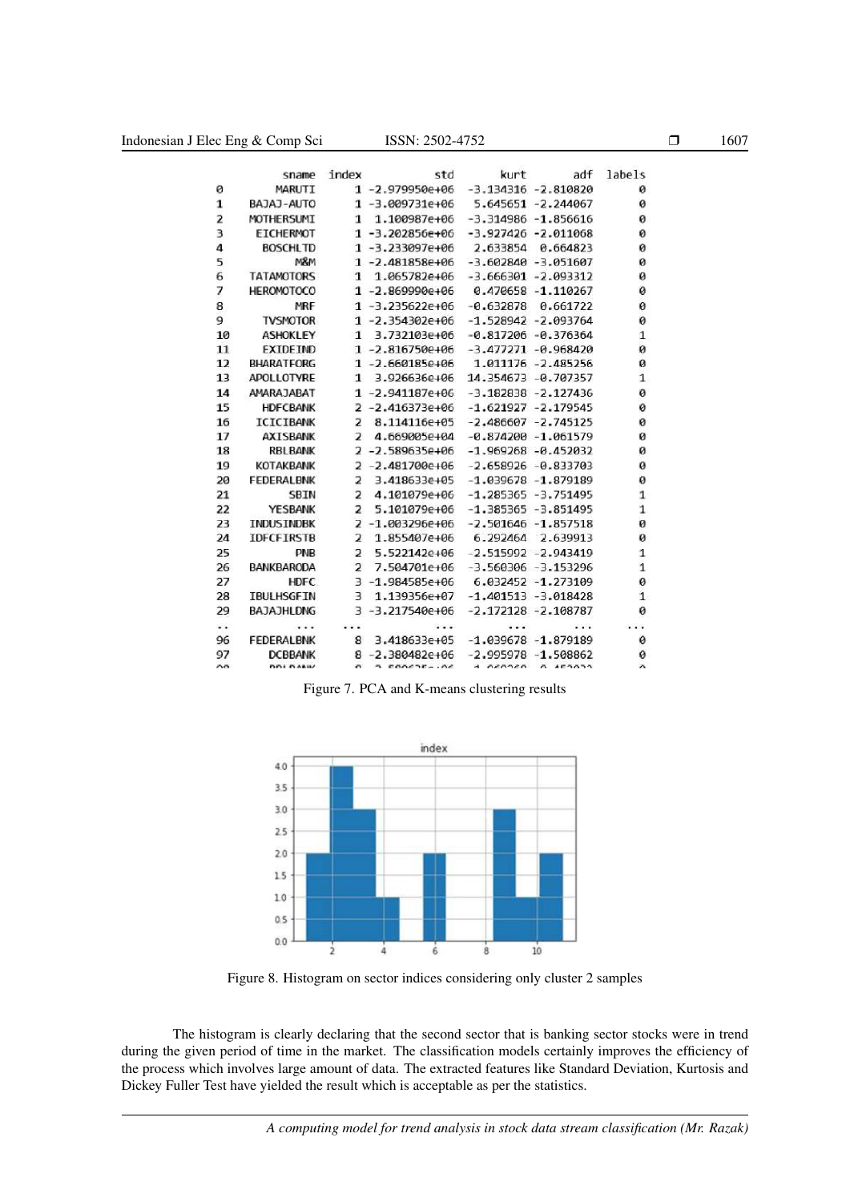|  | sname | index | std | kurt | adf | labels |
|---|---|---|---|---|---|---|
| 0 | MARUTI | 1 | -2.979950e+06 | -3.134316 | -2.810820 | 0 |
| 1 | BAJAJ-AUTO | 1 | -3.009731e+06 | 5.645651 | -2.244067 | 0 |
| 2 | MOTHERSUMI | 1 | 1.100987e+06 | -3.314986 | -1.856616 | 0 |
| 3 | EICHERMOT | 1 | -3.202856e+06 | -3.927426 | -2.011068 | 0 |
| 4 | BOSCHLTD | 1 | -3.233097e+06 | 2.633854 | 0.664823 | 0 |
| 5 | M&M | 1 | -2.481858e+06 | -3.602840 | -3.051607 | 0 |
| 6 | TATAMOTORS | 1 | 1.065782e+06 | -3.666301 | -2.093312 | 0 |
| 7 | HEROMOTOCO | 1 | -2.869990e+06 | 0.470658 | -1.110267 | 0 |
| 8 | MRF | 1 | -3.235622e+06 | -0.632878 | 0.661722 | 0 |
| 9 | TVSMOTOR | 1 | -2.354302e+06 | -1.528942 | -2.093764 | 0 |
| 10 | ASHOKLEY | 1 | 3.732103e+06 | -0.817206 | -0.376364 | 1 |
| 11 | EXIDEIND | 1 | -2.816750e+06 | -3.477271 | -0.968420 | 0 |
| 12 | BHARATFORG | 1 | -2.660185e+06 | 1.011176 | -2.485256 | 0 |
| 13 | APOLLOTYRE | 1 | 3.926636e+06 | 14.354673 | -0.707357 | 1 |
| 14 | AMARAJABAT | 1 | -2.941187e+06 | -3.182838 | -2.127436 | 0 |
| 15 | HDFCBANK | 2 | -2.416373e+06 | -1.621927 | -2.179545 | 0 |
| 16 | ICICIBANK | 2 | 8.114116e+05 | -2.486607 | -2.745125 | 0 |
| 17 | AXISBANK | 2 | 4.669005e+04 | -0.874200 | -1.061579 | 0 |
| 18 | RBLBANK | 2 | -2.589635e+06 | -1.969268 | -0.452032 | 0 |
| 19 | KOTAKBANK | 2 | -2.481700e+06 | -2.658926 | -0.833703 | 0 |
| 20 | FEDERALBNK | 2 | 3.418633e+05 | -1.039678 | -1.879189 | 0 |
| 21 | SBIN | 2 | 4.101079e+06 | -1.285365 | -3.751495 | 1 |
| 22 | YESBANK | 2 | 5.101079e+06 | -1.385365 | -3.851495 | 1 |
| 23 | INDUSINDBK | 2 | -1.003296e+06 | -2.501646 | -1.857518 | 0 |
| 24 | IDFCFIRSTB | 2 | 1.855407e+06 | 6.292464 | 2.639913 | 0 |
| 25 | PNB | 2 | 5.522142e+06 | -2.515992 | -2.943419 | 1 |
| 26 | BANKBARODA | 2 | 7.504701e+06 | -3.560306 | -3.153296 | 1 |
| 27 | HDFC | 3 | -1.984585e+06 | 6.032452 | -1.273109 | 0 |
| 28 | IBULHSGFIN | 3 | 1.139356e+07 | -1.401513 | -3.018428 | 1 |
| 29 | BAJAJHLDNG | 3 | -3.217540e+06 | -2.172128 | -2.108787 | 0 |
| .. | ... | ... | ... | ... | ... | ... |
| 96 | FEDERALBNK | 8 | 3.418633e+05 | -1.039678 | -1.879189 | 0 |
| 97 | DCBBANK | 8 | -2.380482e+06 | -2.995978 | -1.508862 | 0 |

Figure 7. PCA and K-means clustering results

Figure 8. Histogram on sector indices considering only cluster 2 samples

The histogram is clearly declaring that the second sector that is banking sector stocks were in trend during the given period of time in the market. The classification models certainly improves the efficiency of the process which involves large amount of data. The extracted features like Standard Deviation, Kurtosis and Dickey Fuller Test have yielded the result which is acceptable as per the statistics.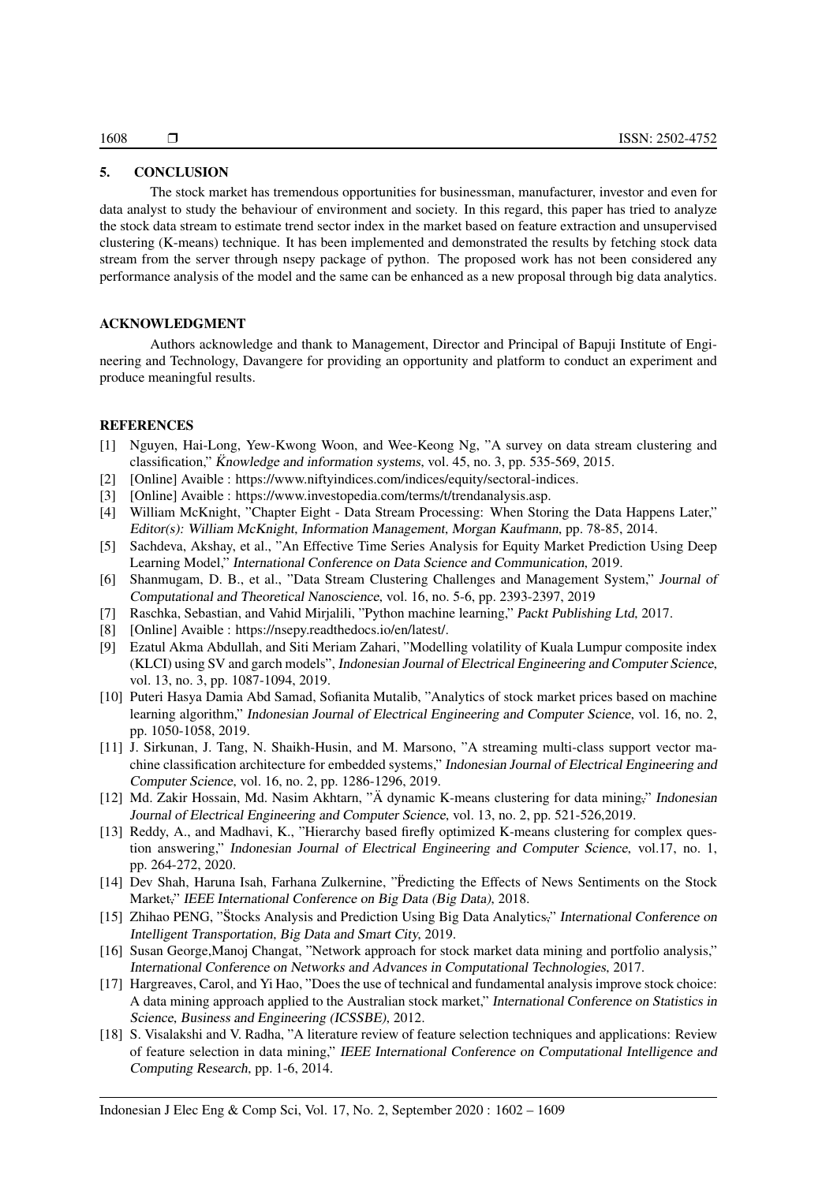## 5. CONCLUSION

The stock market has tremendous opportunities for businessman, manufacturer, investor and even for data analyst to study the behaviour of environment and society. In this regard, this paper has tried to analyze the stock data stream to estimate trend sector index in the market based on feature extraction and unsupervised clustering (K-means) technique. It has been implemented and demonstrated the results by fetching stock data stream from the server through nsepy package of python. The proposed work has not been considered any performance analysis of the model and the same can be enhanced as a new proposal through big data analytics.

## ACKNOWLEDGMENT

Authors acknowledge and thank to Management, Director and Principal of Bapuji Institute of Engineering and Technology, Davangere for providing an opportunity and platform to conduct an experiment and produce meaningful results.

## REFERENCES

[1] Nguyen, Hai-Long, Yew-Kwong Woon, and Wee-Keong Ng, "A survey on data stream clustering and classification," *Knowledge and information systems*, vol. 45, no. 3, pp. 535-569, 2015.

[2] [Online] Avaible : https://www.niftyindices.com/indices/equity/sectoral-indices.

[3] [Online] Avaible : https://www.investopedia.com/terms/t/trendanalysis.asp.

[4] William McKnight, "Chapter Eight - Data Stream Processing: When Storing the Data Happens Later," *Editor(s): William McKnight, Information Management, Morgan Kaufmann*, pp. 78-85, 2014.

[5] Sachdeva, Akshay, et al., "An Effective Time Series Analysis for Equity Market Prediction Using Deep Learning Model," *International Conference on Data Science and Communication*, 2019.

[6] Shanmugam, D. B., et al., "Data Stream Clustering Challenges and Management System," *Journal of Computational and Theoretical Nanoscience*, vol. 16, no. 5-6, pp. 2393-2397, 2019

[7] Raschka, Sebastian, and Vahid Mirjalili, "Python machine learning," *Packt Publishing Ltd*, 2017.

[8] [Online] Avaible : https://nsepy.readthedocs.io/en/latest/.

[9] Ezatul Akma Abdullah, and Siti Meriam Zahari, "Modelling volatility of Kuala Lumpur composite index (KLCI) using SV and garch models", *Indonesian Journal of Electrical Engineering and Computer Science*, vol. 13, no. 3, pp. 1087-1094, 2019.

[10] Puteri Hasya Damia Abd Samad, Sofianita Mutalib, "Analytics of stock market prices based on machine learning algorithm," *Indonesian Journal of Electrical Engineering and Computer Science*, vol. 16, no. 2, pp. 1050-1058, 2019.

[11] J. Sirkunan, J. Tang, N. Shaikh-Husin, and M. Marsono, "A streaming multi-class support vector machine classification architecture for embedded systems," *Indonesian Journal of Electrical Engineering and Computer Science*, vol. 16, no. 2, pp. 1286-1296, 2019.

[12] Md. Zakir Hossain, Md. Nasim Akhtarn, "Ä dynamic K-means clustering for data mining," *Indonesian Journal of Electrical Engineering and Computer Science*, vol. 13, no. 2, pp. 521-526,2019.

[13] Reddy, A., and Madhavi, K., "Hierarchy based firefly optimized K-means clustering for complex question answering," *Indonesian Journal of Electrical Engineering and Computer Science*, vol.17, no. 1, pp. 264-272, 2020.

[14] Dev Shah, Haruna Isah, Farhana Zulkernine, "P̈redicting the Effects of News Sentiments on the Stock Market," *IEEE International Conference on Big Data (Big Data)*, 2018.

[15] Zhihao PENG, "S̈tocks Analysis and Prediction Using Big Data Analytics," *International Conference on Intelligent Transportation, Big Data and Smart City*, 2019.

[16] Susan George,Manoj Changat, "Network approach for stock market data mining and portfolio analysis," *International Conference on Networks and Advances in Computational Technologies*, 2017.

[17] Hargreaves, Carol, and Yi Hao, "Does the use of technical and fundamental analysis improve stock choice: A data mining approach applied to the Australian stock market," *International Conference on Statistics in Science, Business and Engineering (ICSSBE)*, 2012.

[18] S. Visalakshi and V. Radha, "A literature review of feature selection techniques and applications: Review of feature selection in data mining," *IEEE International Conference on Computational Intelligence and Computing Research*, pp. 1-6, 2014.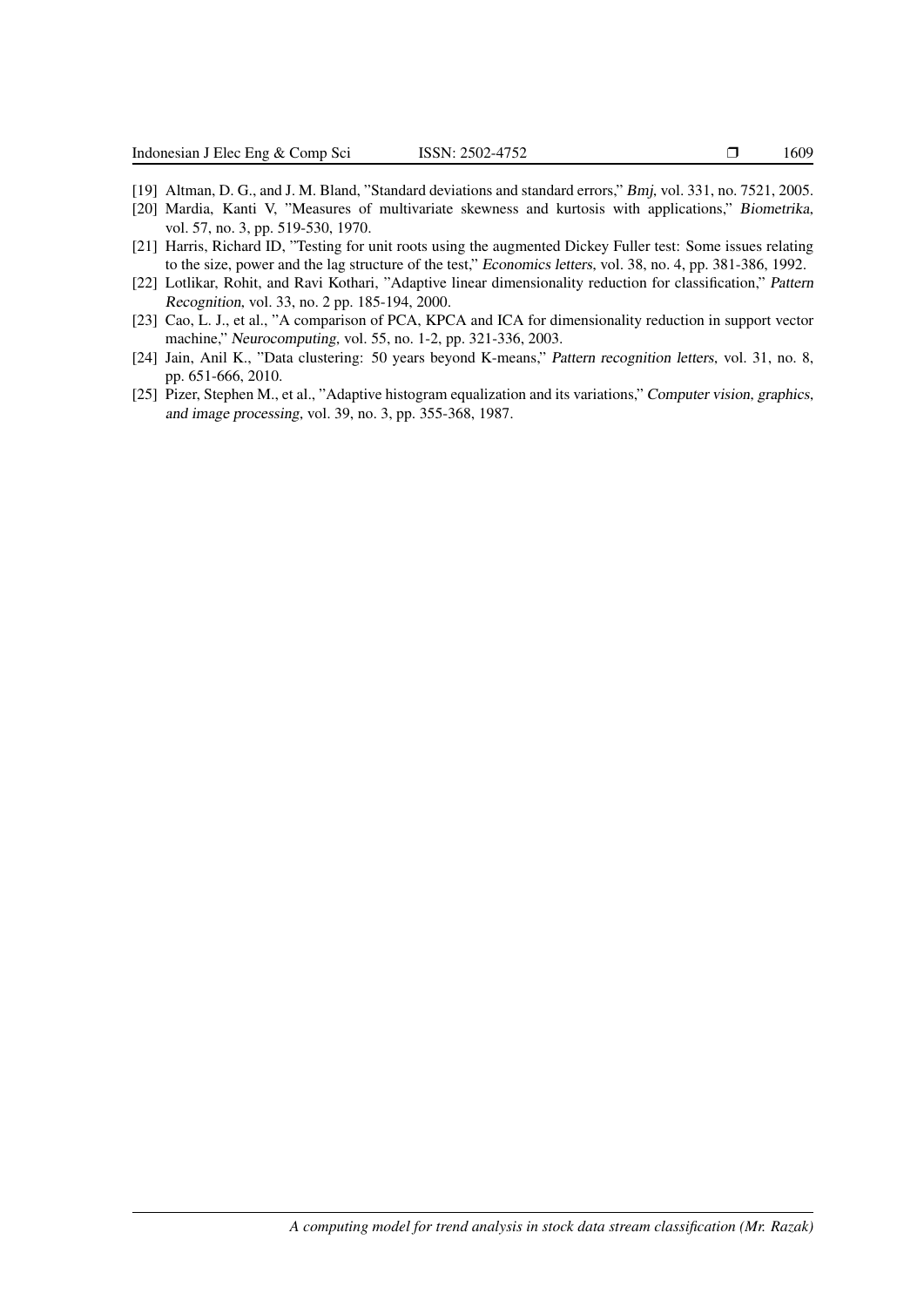[19] Altman, D. G., and J. M. Bland, "Standard deviations and standard errors," *Bmj*, vol. 331, no. 7521, 2005.

[20] Mardia, Kanti V, "Measures of multivariate skewness and kurtosis with applications," *Biometrika*, vol. 57, no. 3, pp. 519-530, 1970.

[21] Harris, Richard ID, "Testing for unit roots using the augmented Dickey Fuller test: Some issues relating to the size, power and the lag structure of the test," *Economics letters*, vol. 38, no. 4, pp. 381-386, 1992.

[22] Lotlikar, Rohit, and Ravi Kothari, "Adaptive linear dimensionality reduction for classification," *Pattern Recognition*, vol. 33, no. 2 pp. 185-194, 2000.

[23] Cao, L. J., et al., "A comparison of PCA, KPCA and ICA for dimensionality reduction in support vector machine," *Neurocomputing*, vol. 55, no. 1-2, pp. 321-336, 2003.

[24] Jain, Anil K., "Data clustering: 50 years beyond K-means," *Pattern recognition letters*, vol. 31, no. 8, pp. 651-666, 2010.

[25] Pizer, Stephen M., et al., "Adaptive histogram equalization and its variations," *Computer vision, graphics, and image processing*, vol. 39, no. 3, pp. 355-368, 1987.